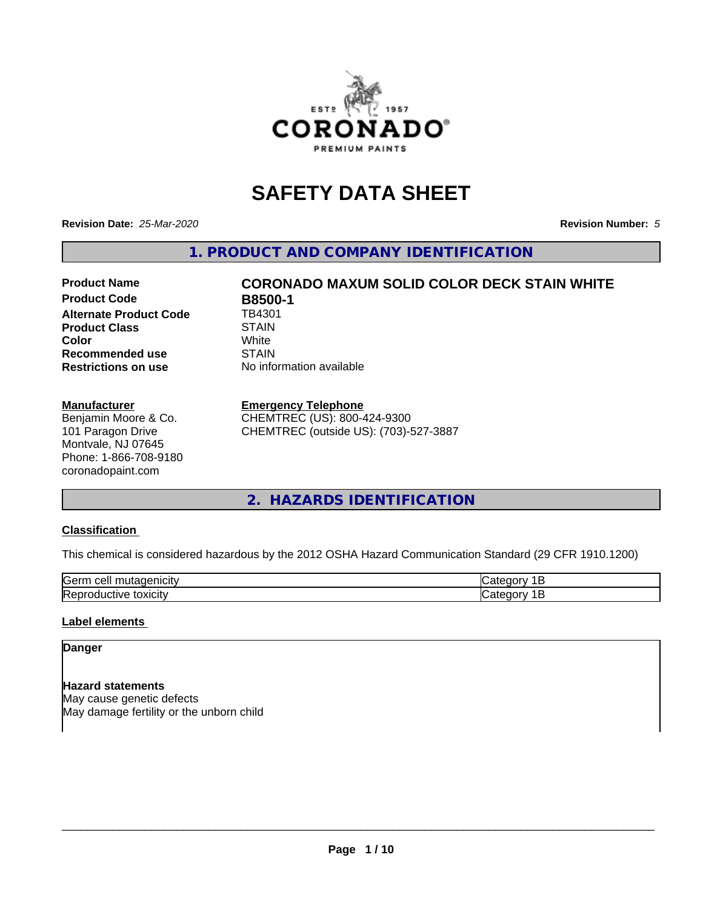# SAFETY DATA SHEET

**Revision Date:** *25-Mar-2020* **Revision Number:** *5*

## 1. PRODUCT AND COMPANY IDENTIFICATION

| | |
|---|---|
| **Product Name** | **CORONADO MAXUM SOLID COLOR DECK STAIN WHITE** |
| **Product Code** | **B8500-1** |
| **Alternate Product Code** | TB4301 |
| **Product Class** | STAIN |
| **Color** | White |
| **Recommended use** | STAIN |
| **Restrictions on use** | No information available |

**Manufacturer**
Benjamin Moore & Co.
101 Paragon Drive
Montvale, NJ 07645
Phone: 1-866-708-9180
coronadopaint.com

**Emergency Telephone**
CHEMTREC (US): 800-424-9300
CHEMTREC (outside US): (703)-527-3887

## 2. HAZARDS IDENTIFICATION

### Classification

This chemical is considered hazardous by the 2012 OSHA Hazard Communication Standard (29 CFR 1910.1200)

| | |
|---|---|
| Germ cell mutagenicity | Category 1B |
| Reproductive toxicity | Category 1B |

### Label elements

**Danger**

**Hazard statements**
May cause genetic defects
May damage fertility or the unborn child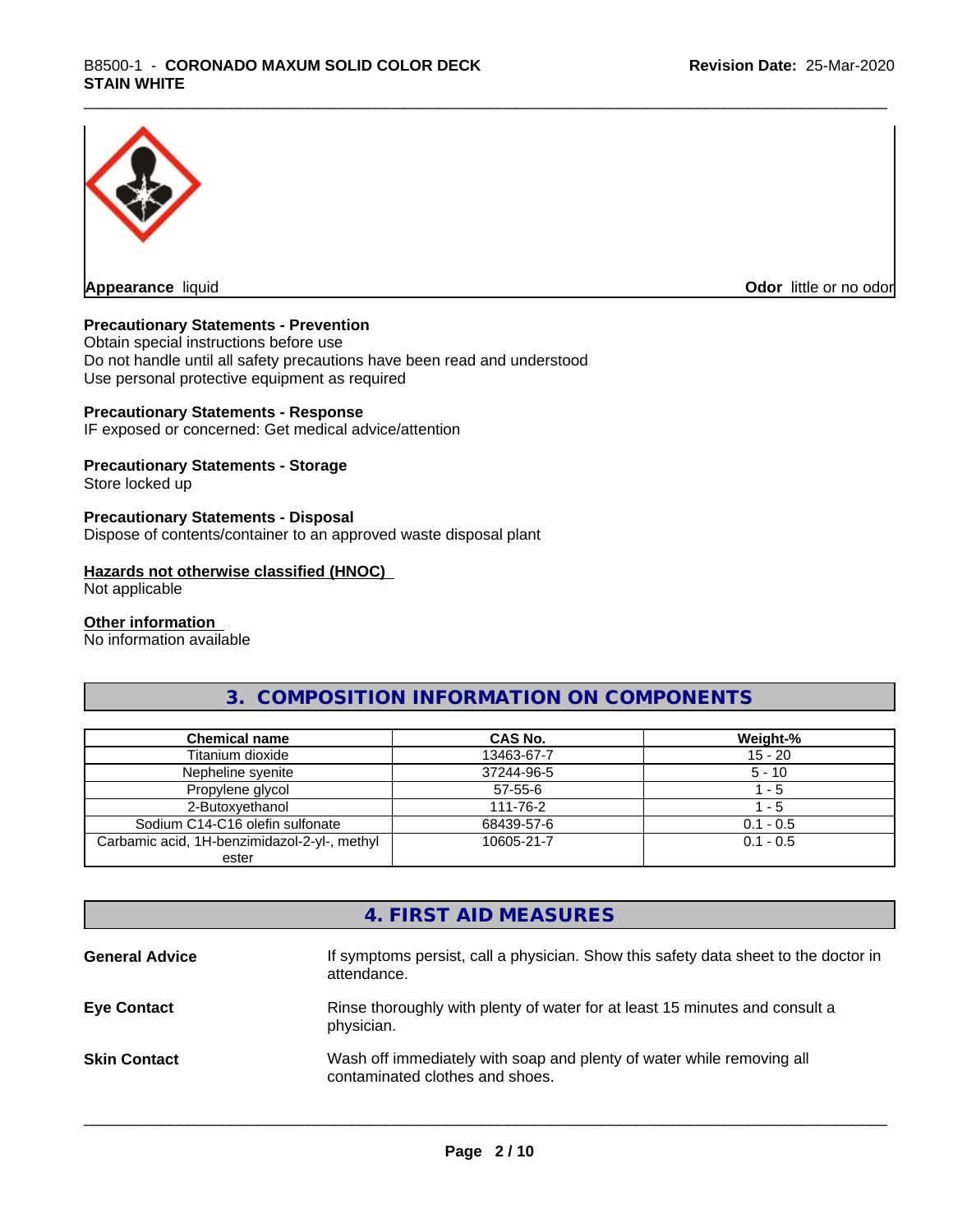**Appearance** liquid **Odor** little or no odor

**Precautionary Statements - Prevention**
Obtain special instructions before use
Do not handle until all safety precautions have been read and understood
Use personal protective equipment as required

**Precautionary Statements - Response**
IF exposed or concerned: Get medical advice/attention

**Precautionary Statements - Storage**
Store locked up

**Precautionary Statements - Disposal**
Dispose of contents/container to an approved waste disposal plant

**Hazards not otherwise classified (HNOC)**
Not applicable

**Other information**
No information available

## 3. COMPOSITION INFORMATION ON COMPONENTS

| Chemical name | CAS No. | Weight-% |
|---|---|---|
| Titanium dioxide | 13463-67-7 | 15 - 20 |
| Nepheline syenite | 37244-96-5 | 5 - 10 |
| Propylene glycol | 57-55-6 | 1 - 5 |
| 2-Butoxyethanol | 111-76-2 | 1 - 5 |
| Sodium C14-C16 olefin sulfonate | 68439-57-6 | 0.1 - 0.5 |
| Carbamic acid, 1H-benzimidazol-2-yl-, methyl ester | 10605-21-7 | 0.1 - 0.5 |

## 4. FIRST AID MEASURES

**General Advice** If symptoms persist, call a physician. Show this safety data sheet to the doctor in attendance.

**Eye Contact** Rinse thoroughly with plenty of water for at least 15 minutes and consult a physician.

**Skin Contact** Wash off immediately with soap and plenty of water while removing all contaminated clothes and shoes.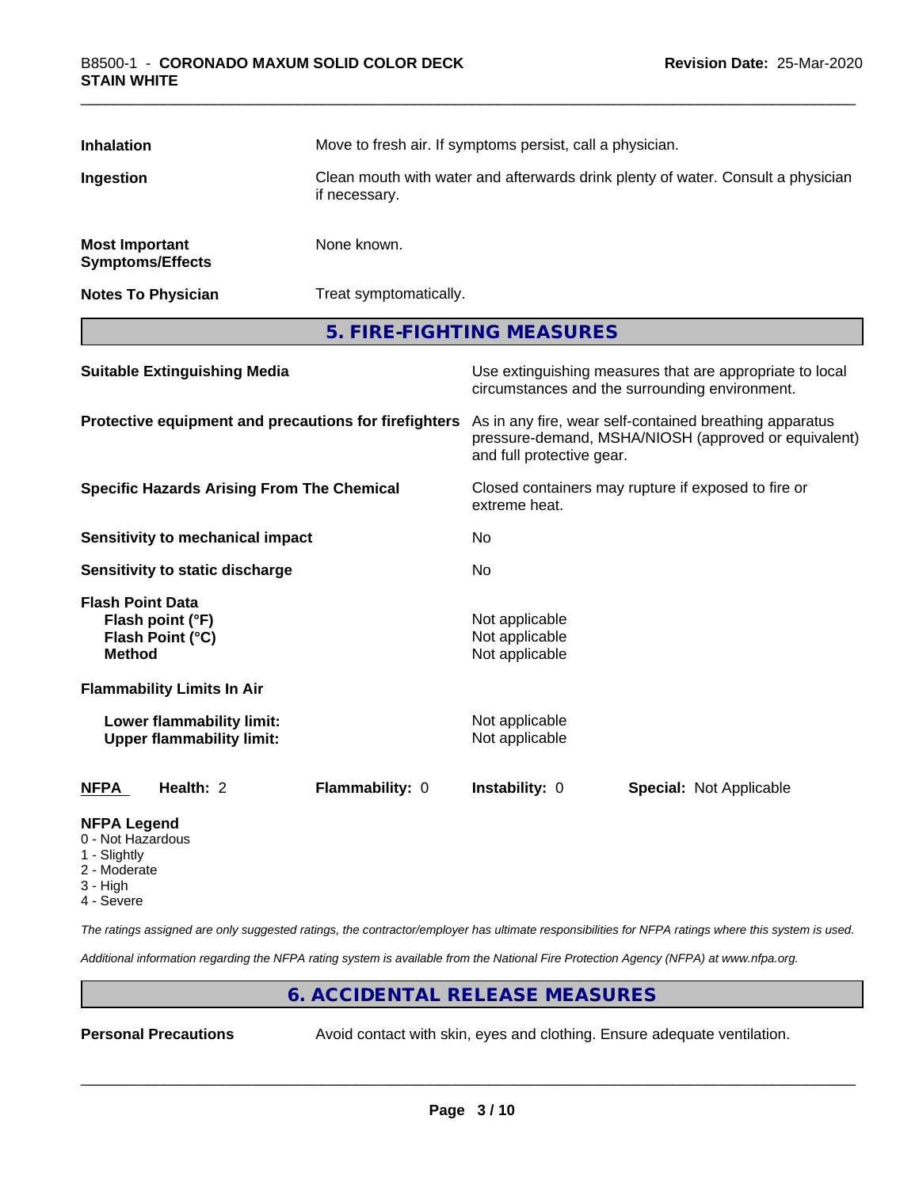| | |
|---|---|
| **Inhalation** | Move to fresh air. If symptoms persist, call a physician. |
| **Ingestion** | Clean mouth with water and afterwards drink plenty of water. Consult a physician if necessary. |
| **Most Important Symptoms/Effects** | None known. |
| **Notes To Physician** | Treat symptomatically. |

## 5. FIRE-FIGHTING MEASURES

| | |
|---|---|
| **Suitable Extinguishing Media** | Use extinguishing measures that are appropriate to local circumstances and the surrounding environment. |
| **Protective equipment and precautions for firefighters** | As in any fire, wear self-contained breathing apparatus pressure-demand, MSHA/NIOSH (approved or equivalent) and full protective gear. |
| **Specific Hazards Arising From The Chemical** | Closed containers may rupture if exposed to fire or extreme heat. |
| **Sensitivity to mechanical impact** | No |
| **Sensitivity to static discharge** | No |

**Flash Point Data**

| | |
|---|---|
| **Flash point (°F)** | Not applicable |
| **Flash Point (°C)** | Not applicable |
| **Method** | Not applicable |

**Flammability Limits In Air**

| | |
|---|---|
| **Lower flammability limit:** | Not applicable |
| **Upper flammability limit:** | Not applicable |

| **NFPA** | **Health:** 2 | **Flammability:** 0 | **Instability:** 0 | **Special:** Not Applicable |
|---|---|---|---|---|

**NFPA Legend**
- 0 - Not Hazardous
- 1 - Slightly
- 2 - Moderate
- 3 - High
- 4 - Severe

*The ratings assigned are only suggested ratings, the contractor/employer has ultimate responsibilities for NFPA ratings where this system is used.*

*Additional information regarding the NFPA rating system is available from the National Fire Protection Agency (NFPA) at www.nfpa.org.*

## 6. ACCIDENTAL RELEASE MEASURES

| | |
|---|---|
| **Personal Precautions** | Avoid contact with skin, eyes and clothing. Ensure adequate ventilation. |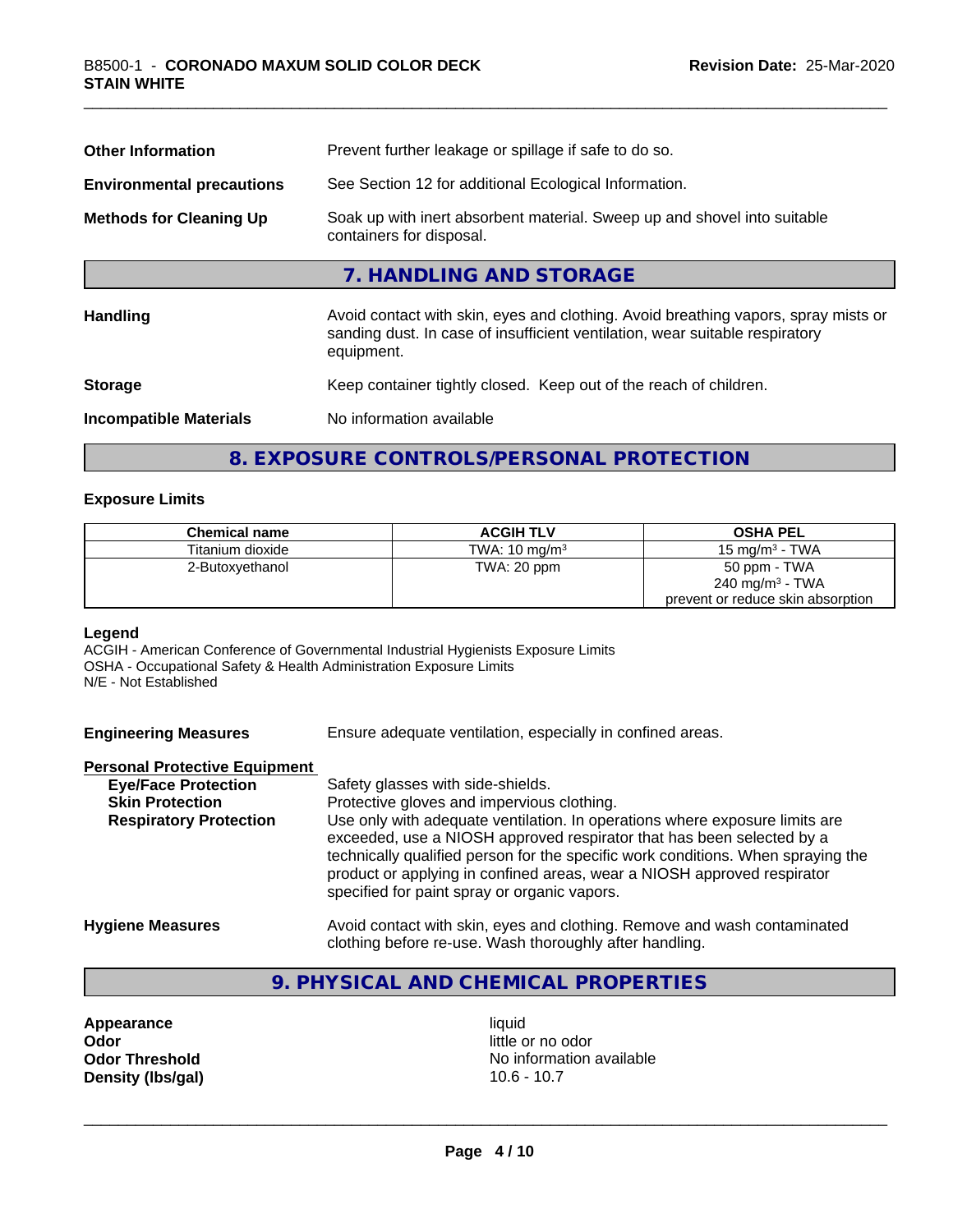**Other Information** Prevent further leakage or spillage if safe to do so.

**Environmental precautions** See Section 12 for additional Ecological Information.

**Methods for Cleaning Up** Soak up with inert absorbent material. Sweep up and shovel into suitable containers for disposal.

## 7. HANDLING AND STORAGE

**Handling** Avoid contact with skin, eyes and clothing. Avoid breathing vapors, spray mists or sanding dust. In case of insufficient ventilation, wear suitable respiratory equipment.

**Storage** Keep container tightly closed. Keep out of the reach of children.

**Incompatible Materials** No information available

## 8. EXPOSURE CONTROLS/PERSONAL PROTECTION

### Exposure Limits

| Chemical name | ACGIH TLV | OSHA PEL |
|---|---|---|
| Titanium dioxide | TWA: 10 mg/m³ | 15 mg/m³ - TWA |
| 2-Butoxyethanol | TWA: 20 ppm | 50 ppm - TWA<br>240 mg/m³ - TWA<br>prevent or reduce skin absorption |

**Legend**
ACGIH - American Conference of Governmental Industrial Hygienists Exposure Limits
OSHA - Occupational Safety & Health Administration Exposure Limits
N/E - Not Established

**Engineering Measures** Ensure adequate ventilation, especially in confined areas.

**Personal Protective Equipment**

**Eye/Face Protection** Safety glasses with side-shields.

**Skin Protection** Protective gloves and impervious clothing.

**Respiratory Protection** Use only with adequate ventilation. In operations where exposure limits are exceeded, use a NIOSH approved respirator that has been selected by a technically qualified person for the specific work conditions. When spraying the product or applying in confined areas, wear a NIOSH approved respirator specified for paint spray or organic vapors.

**Hygiene Measures** Avoid contact with skin, eyes and clothing. Remove and wash contaminated clothing before re-use. Wash thoroughly after handling.

## 9. PHYSICAL AND CHEMICAL PROPERTIES

**Appearance** liquid
**Odor** little or no odor
**Odor Threshold** No information available
**Density (lbs/gal)** 10.6 - 10.7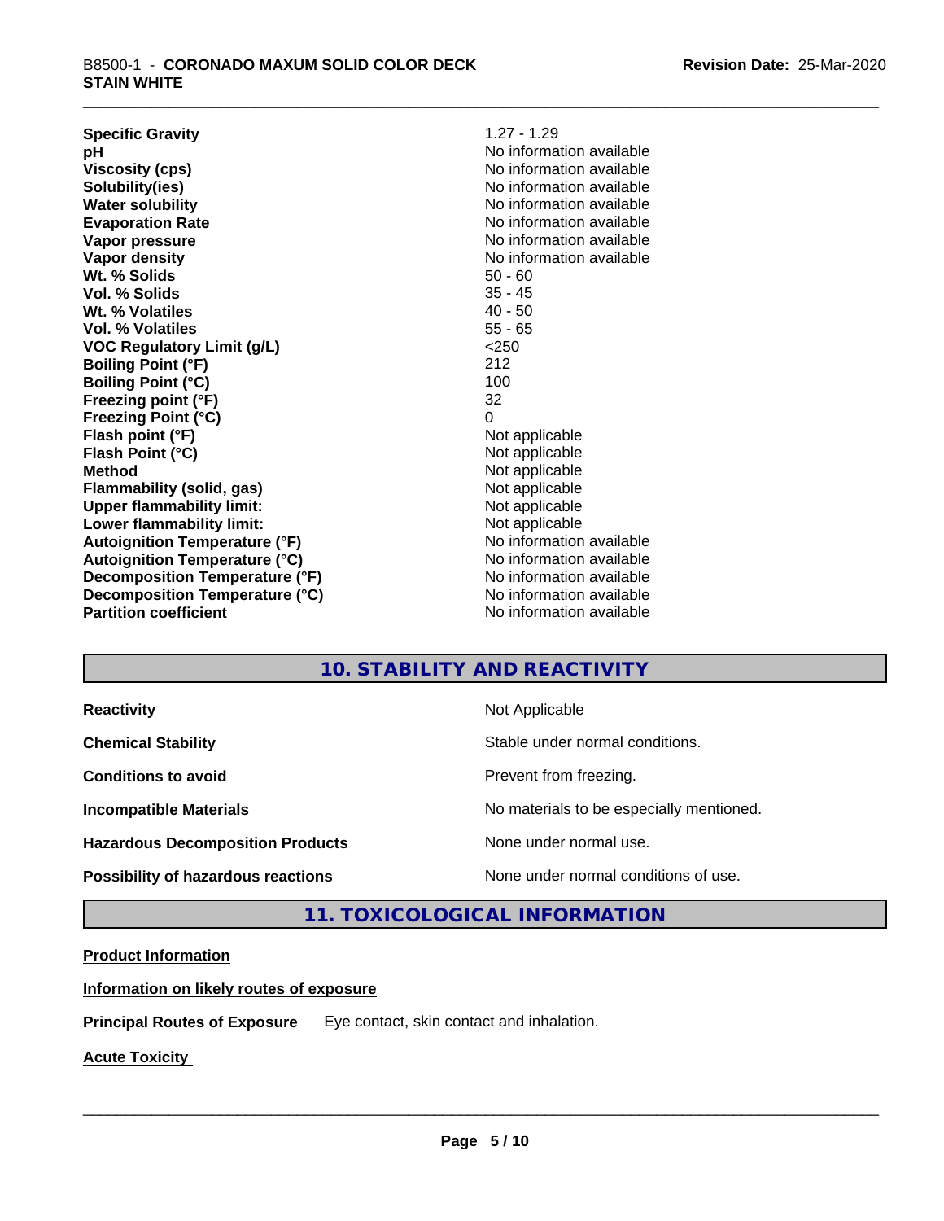| | |
|---|---|
| **Specific Gravity** | 1.27 - 1.29 |
| **pH** | No information available |
| **Viscosity (cps)** | No information available |
| **Solubility(ies)** | No information available |
| **Water solubility** | No information available |
| **Evaporation Rate** | No information available |
| **Vapor pressure** | No information available |
| **Vapor density** | No information available |
| **Wt. % Solids** | 50 - 60 |
| **Vol. % Solids** | 35 - 45 |
| **Wt. % Volatiles** | 40 - 50 |
| **Vol. % Volatiles** | 55 - 65 |
| **VOC Regulatory Limit (g/L)** | <250 |
| **Boiling Point (°F)** | 212 |
| **Boiling Point (°C)** | 100 |
| **Freezing point (°F)** | 32 |
| **Freezing Point (°C)** | 0 |
| **Flash point (°F)** | Not applicable |
| **Flash Point (°C)** | Not applicable |
| **Method** | Not applicable |
| **Flammability (solid, gas)** | Not applicable |
| **Upper flammability limit:** | Not applicable |
| **Lower flammability limit:** | Not applicable |
| **Autoignition Temperature (°F)** | No information available |
| **Autoignition Temperature (°C)** | No information available |
| **Decomposition Temperature (°F)** | No information available |
| **Decomposition Temperature (°C)** | No information available |
| **Partition coefficient** | No information available |

## 10. STABILITY AND REACTIVITY

| | |
|---|---|
| **Reactivity** | Not Applicable |
| **Chemical Stability** | Stable under normal conditions. |
| **Conditions to avoid** | Prevent from freezing. |
| **Incompatible Materials** | No materials to be especially mentioned. |
| **Hazardous Decomposition Products** | None under normal use. |
| **Possibility of hazardous reactions** | None under normal conditions of use. |

## 11. TOXICOLOGICAL INFORMATION

**Product Information**

**Information on likely routes of exposure**

**Principal Routes of Exposure** Eye contact, skin contact and inhalation.

**Acute Toxicity**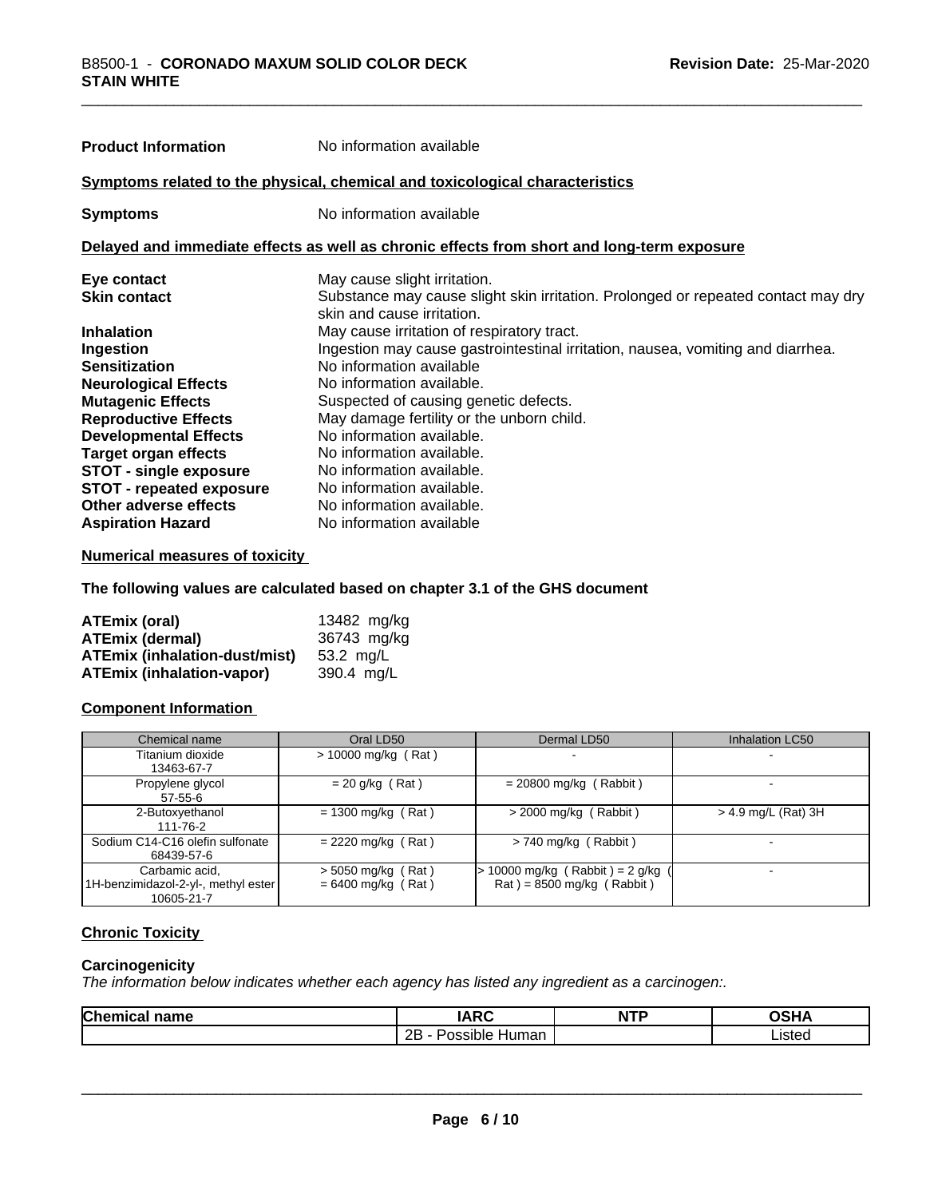**Product Information** No information available

**Symptoms related to the physical, chemical and toxicological characteristics**

**Symptoms** No information available

**Delayed and immediate effects as well as chronic effects from short and long-term exposure**

| | |
|---|---|
| **Eye contact** | May cause slight irritation. |
| **Skin contact** | Substance may cause slight skin irritation. Prolonged or repeated contact may dry skin and cause irritation. |
| **Inhalation** | May cause irritation of respiratory tract. |
| **Ingestion** | Ingestion may cause gastrointestinal irritation, nausea, vomiting and diarrhea. |
| **Sensitization** | No information available |
| **Neurological Effects** | No information available. |
| **Mutagenic Effects** | Suspected of causing genetic defects. |
| **Reproductive Effects** | May damage fertility or the unborn child. |
| **Developmental Effects** | No information available. |
| **Target organ effects** | No information available. |
| **STOT - single exposure** | No information available. |
| **STOT - repeated exposure** | No information available. |
| **Other adverse effects** | No information available. |
| **Aspiration Hazard** | No information available |

**Numerical measures of toxicity**

**The following values are calculated based on chapter 3.1 of the GHS document**

| | |
|---|---|
| **ATEmix (oral)** | 13482 mg/kg |
| **ATEmix (dermal)** | 36743 mg/kg |
| **ATEmix (inhalation-dust/mist)** | 53.2 mg/L |
| **ATEmix (inhalation-vapor)** | 390.4 mg/L |

**Component Information**

| Chemical name | Oral LD50 | Dermal LD50 | Inhalation LC50 |
|---|---|---|---|
| Titanium dioxide<br>13463-67-7 | > 10000 mg/kg ( Rat ) | - | - |
| Propylene glycol<br>57-55-6 | = 20 g/kg ( Rat ) | = 20800 mg/kg ( Rabbit ) | - |
| 2-Butoxyethanol<br>111-76-2 | = 1300 mg/kg ( Rat ) | > 2000 mg/kg ( Rabbit ) | > 4.9 mg/L (Rat) 3H |
| Sodium C14-C16 olefin sulfonate<br>68439-57-6 | = 2220 mg/kg ( Rat ) | > 740 mg/kg ( Rabbit ) | - |
| Carbamic acid, 1H-benzimidazol-2-yl-, methyl ester<br>10605-21-7 | > 5050 mg/kg ( Rat )<br>= 6400 mg/kg ( Rat ) | > 10000 mg/kg ( Rabbit ) = 2 g/kg ( Rat ) = 8500 mg/kg ( Rabbit ) | - |

**Chronic Toxicity**

**Carcinogenicity**

*The information below indicates whether each agency has listed any ingredient as a carcinogen:.*

| Chemical name | IARC | NTP | OSHA |
|---|---|---|---|
| | 2B - Possible Human | | Listed |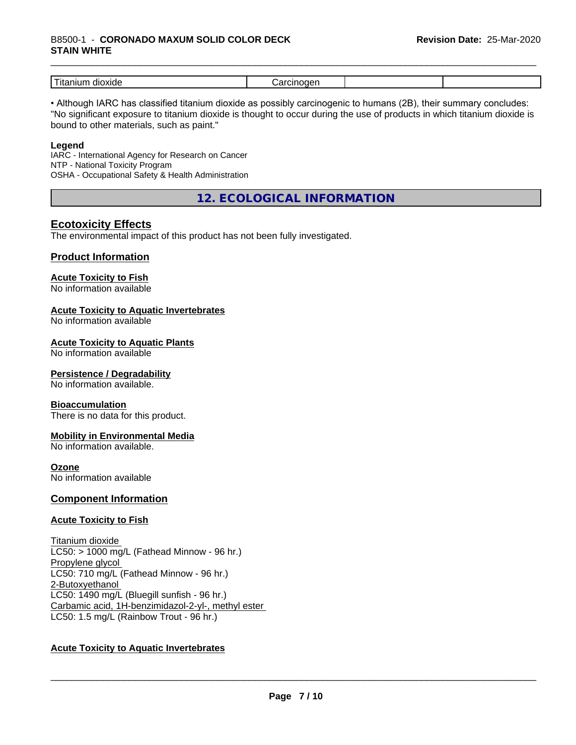| Titanium dioxide | Carcinogen | | |
|---|---|---|---|

• Although IARC has classified titanium dioxide as possibly carcinogenic to humans (2B), their summary concludes: "No significant exposure to titanium dioxide is thought to occur during the use of products in which titanium dioxide is bound to other materials, such as paint."

**Legend**
IARC - International Agency for Research on Cancer
NTP - National Toxicity Program
OSHA - Occupational Safety & Health Administration

## 12. ECOLOGICAL INFORMATION

### Ecotoxicity Effects

The environmental impact of this product has not been fully investigated.

### Product Information

**Acute Toxicity to Fish**
No information available

**Acute Toxicity to Aquatic Invertebrates**
No information available

**Acute Toxicity to Aquatic Plants**
No information available

**Persistence / Degradability**
No information available.

**Bioaccumulation**
There is no data for this product.

**Mobility in Environmental Media**
No information available.

**Ozone**
No information available

### Component Information

**Acute Toxicity to Fish**

Titanium dioxide
LC50: > 1000 mg/L (Fathead Minnow - 96 hr.)
Propylene glycol
LC50: 710 mg/L (Fathead Minnow - 96 hr.)
2-Butoxyethanol
LC50: 1490 mg/L (Bluegill sunfish - 96 hr.)
Carbamic acid, 1H-benzimidazol-2-yl-, methyl ester
LC50: 1.5 mg/L (Rainbow Trout - 96 hr.)

**Acute Toxicity to Aquatic Invertebrates**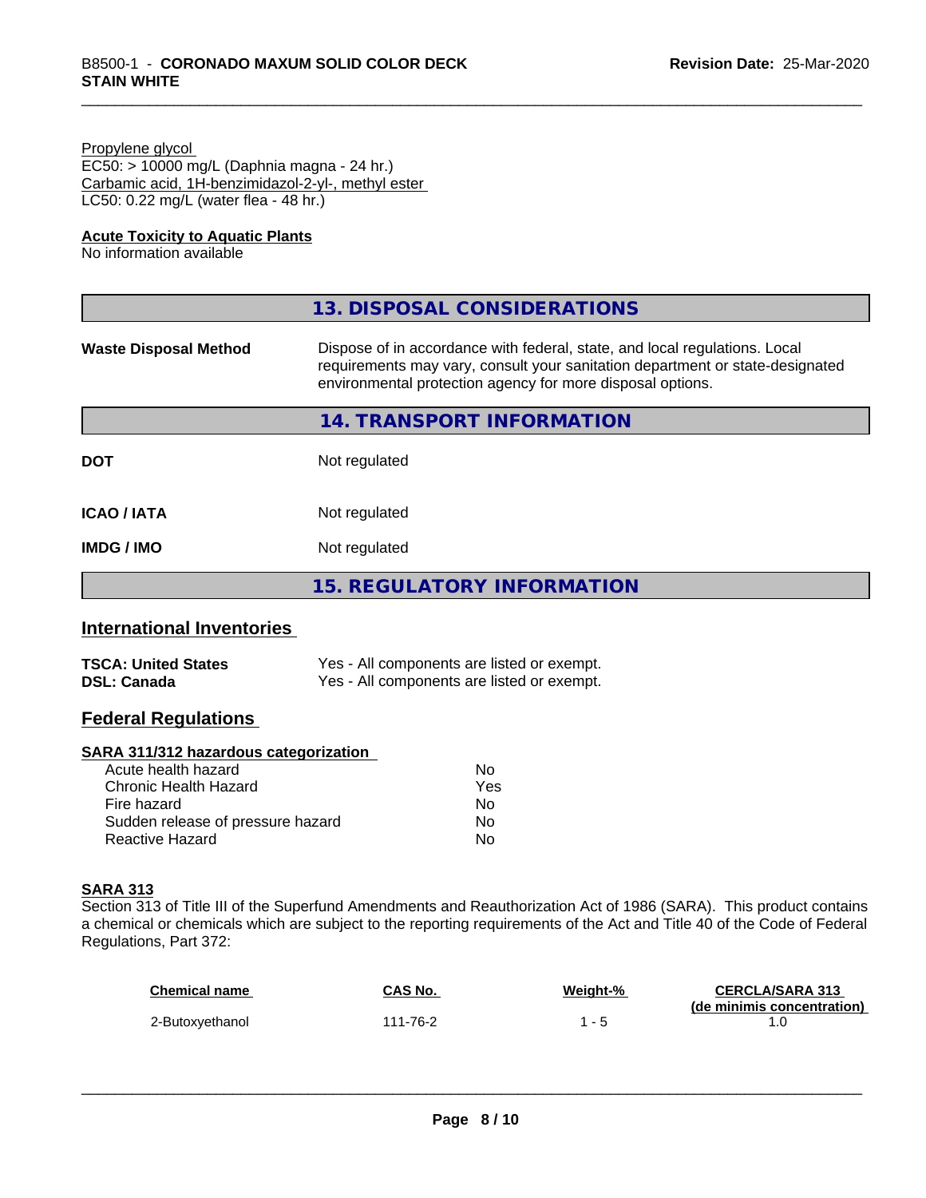Propylene glycol
EC50: > 10000 mg/L (Daphnia magna - 24 hr.)
Carbamic acid, 1H-benzimidazol-2-yl-, methyl ester
LC50: 0.22 mg/L (water flea - 48 hr.)

**Acute Toxicity to Aquatic Plants**
No information available

## 13. DISPOSAL CONSIDERATIONS

| | |
|---|---|
| **Waste Disposal Method** | Dispose of in accordance with federal, state, and local regulations. Local requirements may vary, consult your sanitation department or state-designated environmental protection agency for more disposal options. |

## 14. TRANSPORT INFORMATION

| | |
|---|---|
| **DOT** | Not regulated |
| **ICAO / IATA** | Not regulated |
| **IMDG / IMO** | Not regulated |

## 15. REGULATORY INFORMATION

### International Inventories

| | |
|---|---|
| **TSCA: United States** | Yes - All components are listed or exempt. |
| **DSL: Canada** | Yes - All components are listed or exempt. |

### Federal Regulations

**SARA 311/312 hazardous categorization**

| | |
|---|---|
| Acute health hazard | No |
| Chronic Health Hazard | Yes |
| Fire hazard | No |
| Sudden release of pressure hazard | No |
| Reactive Hazard | No |

**SARA 313**
Section 313 of Title III of the Superfund Amendments and Reauthorization Act of 1986 (SARA). This product contains a chemical or chemicals which are subject to the reporting requirements of the Act and Title 40 of the Code of Federal Regulations, Part 372:

| Chemical name | CAS No. | Weight-% | CERCLA/SARA 313 (de minimis concentration) |
|---|---|---|---|
| 2-Butoxyethanol | 111-76-2 | 1 - 5 | 1.0 |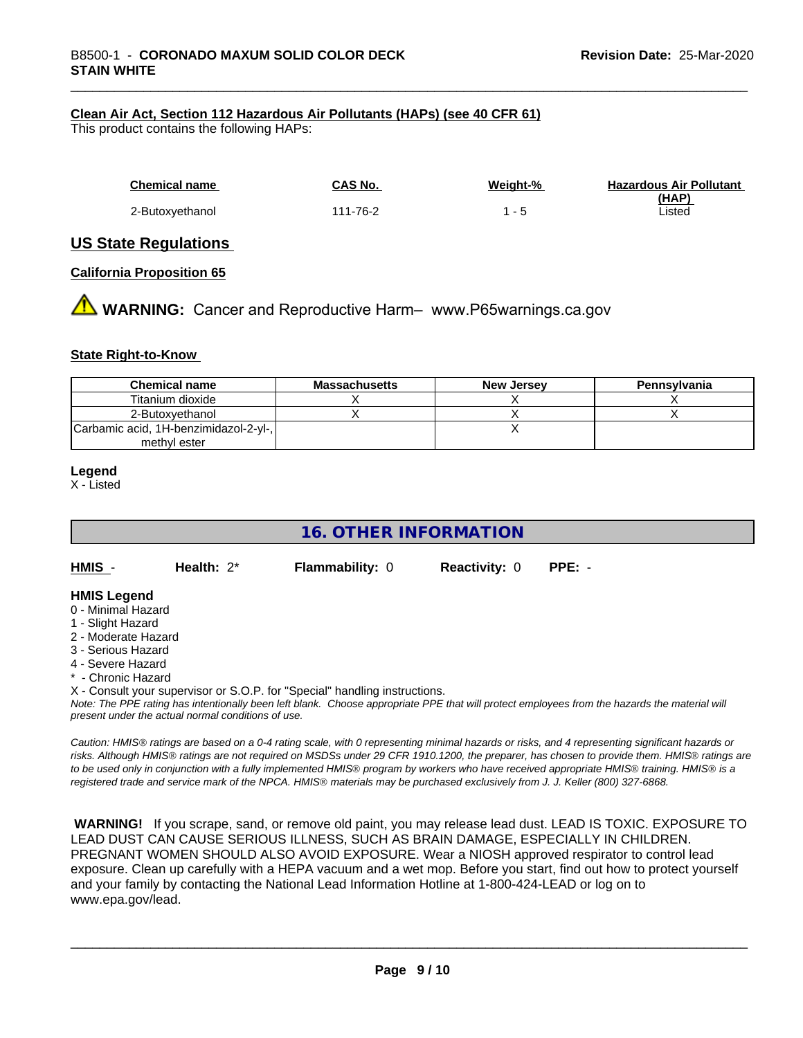#### Clean Air Act, Section 112 Hazardous Air Pollutants (HAPs) (see 40 CFR 61)

This product contains the following HAPs:

| Chemical name | CAS No. | Weight-% | Hazardous Air Pollutant (HAP) |
|---|---|---|---|
| 2-Butoxyethanol | 111-76-2 | 1 - 5 | Listed |

## US State Regulations

#### California Proposition 65

⚠ **WARNING:** Cancer and Reproductive Harm– www.P65warnings.ca.gov

#### State Right-to-Know

| Chemical name | Massachusetts | New Jersey | Pennsylvania |
|---|---|---|---|
| Titanium dioxide | X | X | X |
| 2-Butoxyethanol | X | X | X |
| Carbamic acid, 1H-benzimidazol-2-yl-, methyl ester | | X | |

**Legend**

X - Listed

## 16. OTHER INFORMATION

**HMIS** - **Health:** 2* **Flammability:** 0 **Reactivity:** 0 **PPE:** -

**HMIS Legend**

0 - Minimal Hazard
1 - Slight Hazard
2 - Moderate Hazard
3 - Serious Hazard
4 - Severe Hazard
* - Chronic Hazard
X - Consult your supervisor or S.O.P. for "Special" handling instructions.

*Note: The PPE rating has intentionally been left blank. Choose appropriate PPE that will protect employees from the hazards the material will present under the actual normal conditions of use.*

*Caution: HMIS® ratings are based on a 0-4 rating scale, with 0 representing minimal hazards or risks, and 4 representing significant hazards or risks. Although HMIS® ratings are not required on MSDSs under 29 CFR 1910.1200, the preparer, has chosen to provide them. HMIS® ratings are to be used only in conjunction with a fully implemented HMIS® program by workers who have received appropriate HMIS® training. HMIS® is a registered trade and service mark of the NPCA. HMIS® materials may be purchased exclusively from J. J. Keller (800) 327-6868.*

**WARNING!** If you scrape, sand, or remove old paint, you may release lead dust. LEAD IS TOXIC. EXPOSURE TO LEAD DUST CAN CAUSE SERIOUS ILLNESS, SUCH AS BRAIN DAMAGE, ESPECIALLY IN CHILDREN. PREGNANT WOMEN SHOULD ALSO AVOID EXPOSURE. Wear a NIOSH approved respirator to control lead exposure. Clean up carefully with a HEPA vacuum and a wet mop. Before you start, find out how to protect yourself and your family by contacting the National Lead Information Hotline at 1-800-424-LEAD or log on to www.epa.gov/lead.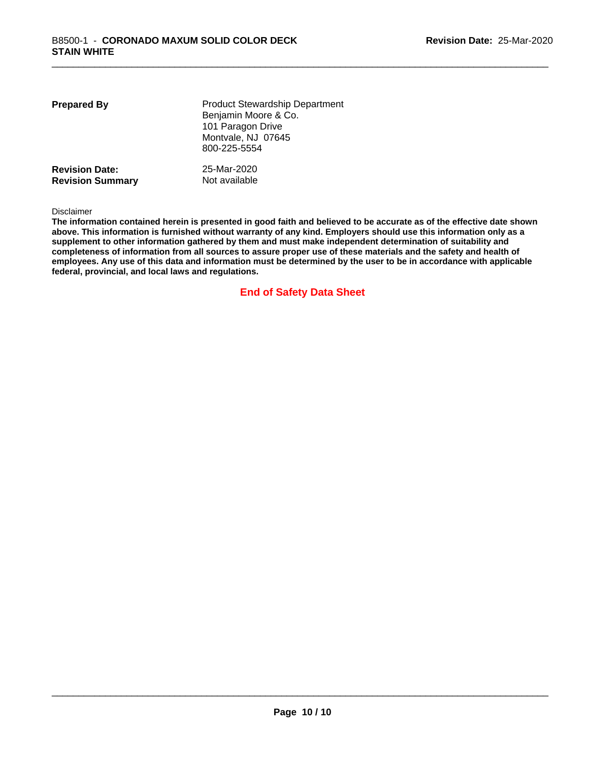| | |
|---|---|
| **Prepared By** | Product Stewardship Department<br>Benjamin Moore & Co.<br>101 Paragon Drive<br>Montvale, NJ 07645<br>800-225-5554 |
| **Revision Date:** | 25-Mar-2020 |
| **Revision Summary** | Not available |

Disclaimer

**The information contained herein is presented in good faith and believed to be accurate as of the effective date shown above. This information is furnished without warranty of any kind. Employers should use this information only as a supplement to other information gathered by them and must make independent determination of suitability and completeness of information from all sources to assure proper use of these materials and the safety and health of employees. Any use of this data and information must be determined by the user to be in accordance with applicable federal, provincial, and local laws and regulations.**

**End of Safety Data Sheet**